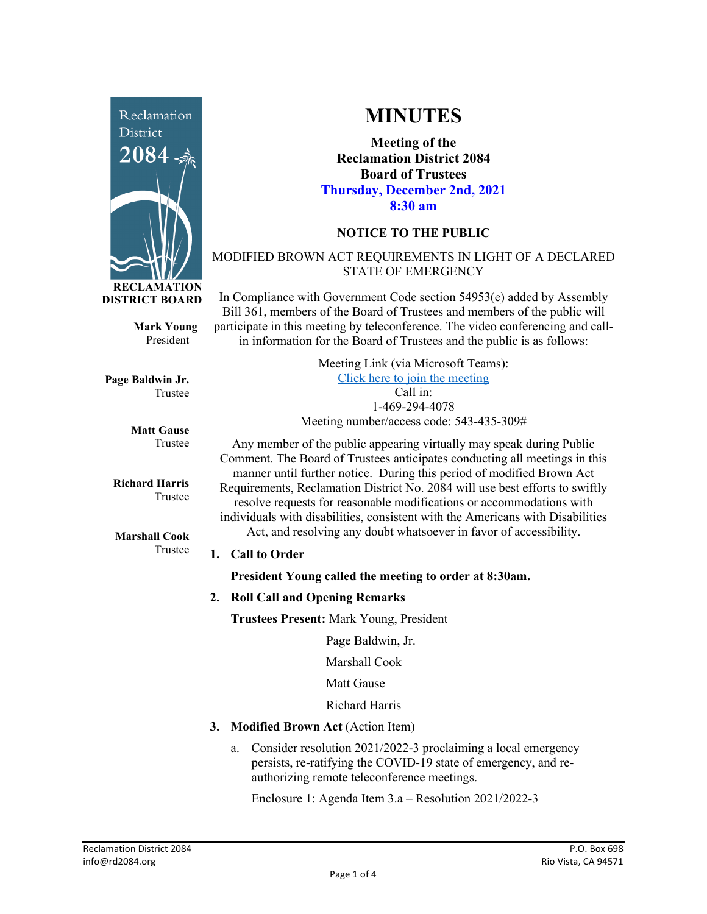# MINUTES

**Meeting of the**
**Reclamation District 2084**
**Board of Trustees**
**Thursday, December 2nd, 2021**
**8:30 am**

**RECLAMATION DISTRICT BOARD**

**Mark Young**
President

**Page Baldwin Jr.**
Trustee

**Matt Gause**
Trustee

**Richard Harris**
Trustee

**Marshall Cook**
Trustee

## NOTICE TO THE PUBLIC

MODIFIED BROWN ACT REQUIREMENTS IN LIGHT OF A DECLARED STATE OF EMERGENCY

In Compliance with Government Code section 54953(e) added by Assembly Bill 361, members of the Board of Trustees and members of the public will participate in this meeting by teleconference. The video conferencing and call-in information for the Board of Trustees and the public is as follows:

Meeting Link (via Microsoft Teams):
[Click here to join the meeting]
Call in:
1-469-294-4078
Meeting number/access code: 543-435-309#

Any member of the public appearing virtually may speak during Public Comment. The Board of Trustees anticipates conducting all meetings in this manner until further notice. During this period of modified Brown Act Requirements, Reclamation District No. 2084 will use best efforts to swiftly resolve requests for reasonable modifications or accommodations with individuals with disabilities, consistent with the Americans with Disabilities Act, and resolving any doubt whatsoever in favor of accessibility.

1. **Call to Order**

   **President Young called the meeting to order at 8:30am.**

2. **Roll Call and Opening Remarks**

   **Trustees Present:** Mark Young, President
   Page Baldwin, Jr.
   Marshall Cook
   Matt Gause
   Richard Harris

3. **Modified Brown Act** (Action Item)

   a. Consider resolution 2021/2022-3 proclaiming a local emergency persists, re-ratifying the COVID-19 state of emergency, and re-authorizing remote teleconference meetings.

   Enclosure 1: Agenda Item 3.a – Resolution 2021/2022-3

Reclamation District 2084
info@rd2084.org

P.O. Box 698
Rio Vista, CA 94571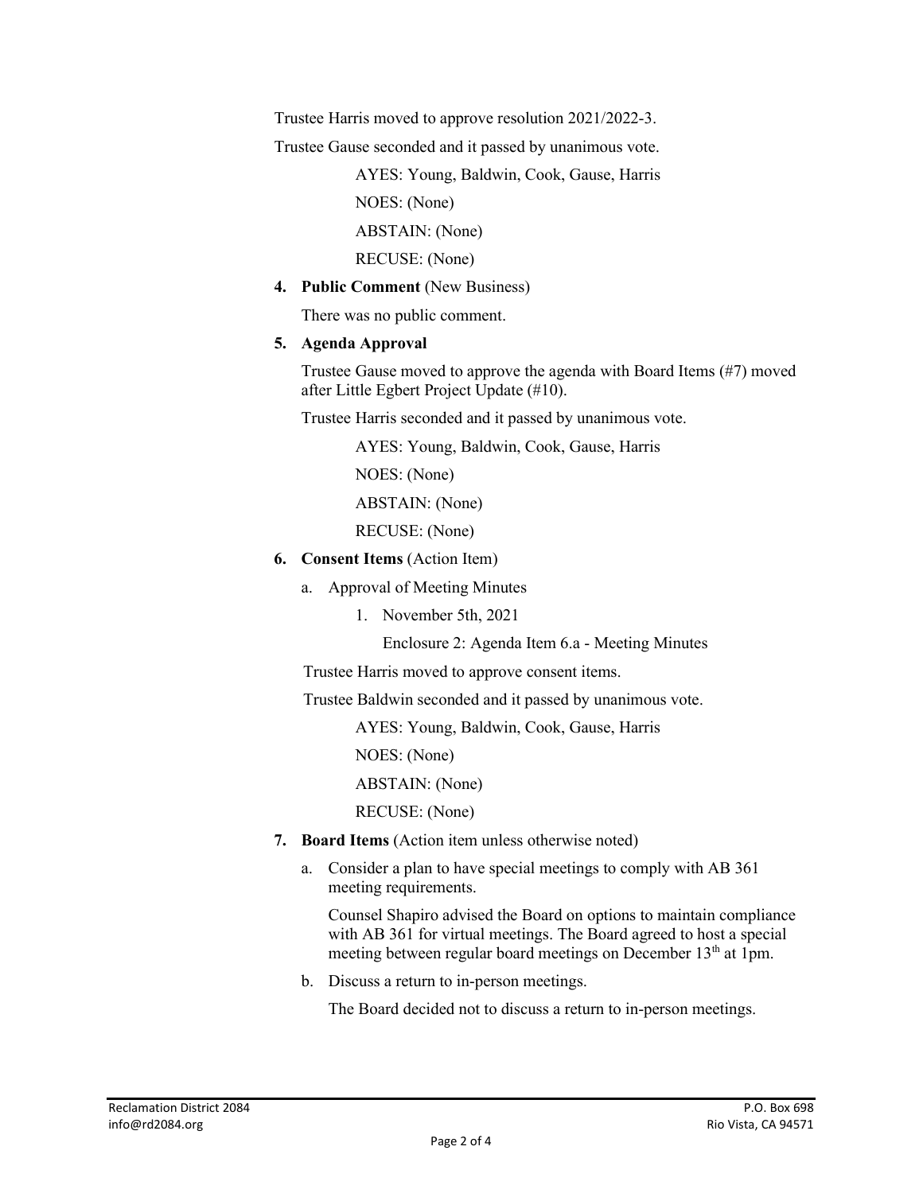Trustee Harris moved to approve resolution 2021/2022-3.

Trustee Gause seconded and it passed by unanimous vote.

AYES: Young, Baldwin, Cook, Gause, Harris

NOES: (None)

ABSTAIN: (None)

RECUSE: (None)

4. **Public Comment** (New Business)

   There was no public comment.

5. **Agenda Approval**

   Trustee Gause moved to approve the agenda with Board Items (#7) moved after Little Egbert Project Update (#10).

   Trustee Harris seconded and it passed by unanimous vote.

   AYES: Young, Baldwin, Cook, Gause, Harris

   NOES: (None)

   ABSTAIN: (None)

   RECUSE: (None)

6. **Consent Items** (Action Item)

   a. Approval of Meeting Minutes

      1. November 5th, 2021

         Enclosure 2: Agenda Item 6.a - Meeting Minutes

   Trustee Harris moved to approve consent items.

   Trustee Baldwin seconded and it passed by unanimous vote.

   AYES: Young, Baldwin, Cook, Gause, Harris

   NOES: (None)

   ABSTAIN: (None)

   RECUSE: (None)

7. **Board Items** (Action item unless otherwise noted)

   a. Consider a plan to have special meetings to comply with AB 361 meeting requirements.

      Counsel Shapiro advised the Board on options to maintain compliance with AB 361 for virtual meetings. The Board agreed to host a special meeting between regular board meetings on December 13th at 1pm.

   b. Discuss a return to in-person meetings.

      The Board decided not to discuss a return to in-person meetings.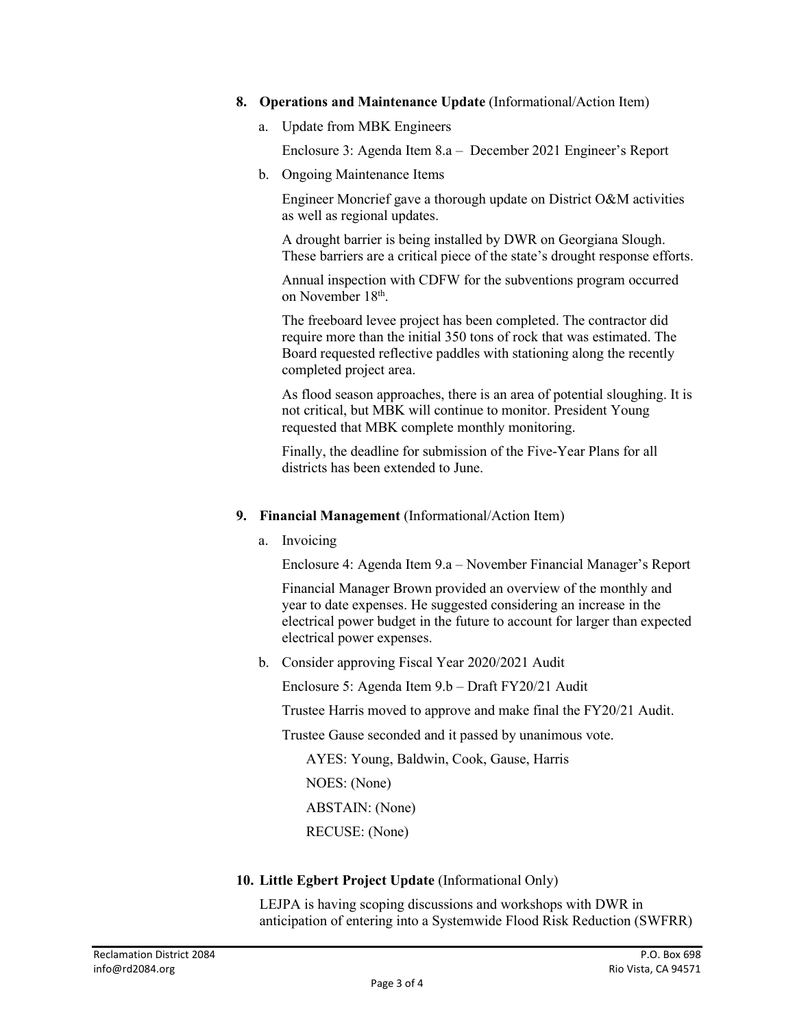8. **Operations and Maintenance Update** (Informational/Action Item)

   a. Update from MBK Engineers

      Enclosure 3: Agenda Item 8.a – December 2021 Engineer's Report

   b. Ongoing Maintenance Items

      Engineer Moncrief gave a thorough update on District O&M activities as well as regional updates.

      A drought barrier is being installed by DWR on Georgiana Slough. These barriers are a critical piece of the state's drought response efforts.

      Annual inspection with CDFW for the subventions program occurred on November 18th.

      The freeboard levee project has been completed. The contractor did require more than the initial 350 tons of rock that was estimated. The Board requested reflective paddles with stationing along the recently completed project area.

      As flood season approaches, there is an area of potential sloughing. It is not critical, but MBK will continue to monitor. President Young requested that MBK complete monthly monitoring.

      Finally, the deadline for submission of the Five-Year Plans for all districts has been extended to June.

9. **Financial Management** (Informational/Action Item)

   a. Invoicing

      Enclosure 4: Agenda Item 9.a – November Financial Manager's Report

      Financial Manager Brown provided an overview of the monthly and year to date expenses. He suggested considering an increase in the electrical power budget in the future to account for larger than expected electrical power expenses.

   b. Consider approving Fiscal Year 2020/2021 Audit

      Enclosure 5: Agenda Item 9.b – Draft FY20/21 Audit

      Trustee Harris moved to approve and make final the FY20/21 Audit.

      Trustee Gause seconded and it passed by unanimous vote.

      AYES: Young, Baldwin, Cook, Gause, Harris

      NOES: (None)

      ABSTAIN: (None)

      RECUSE: (None)

10. **Little Egbert Project Update** (Informational Only)

    LEJPA is having scoping discussions and workshops with DWR in anticipation of entering into a Systemwide Flood Risk Reduction (SWFRR)

Reclamation District 2084
info@rd2084.org

P.O. Box 698
Rio Vista, CA 94571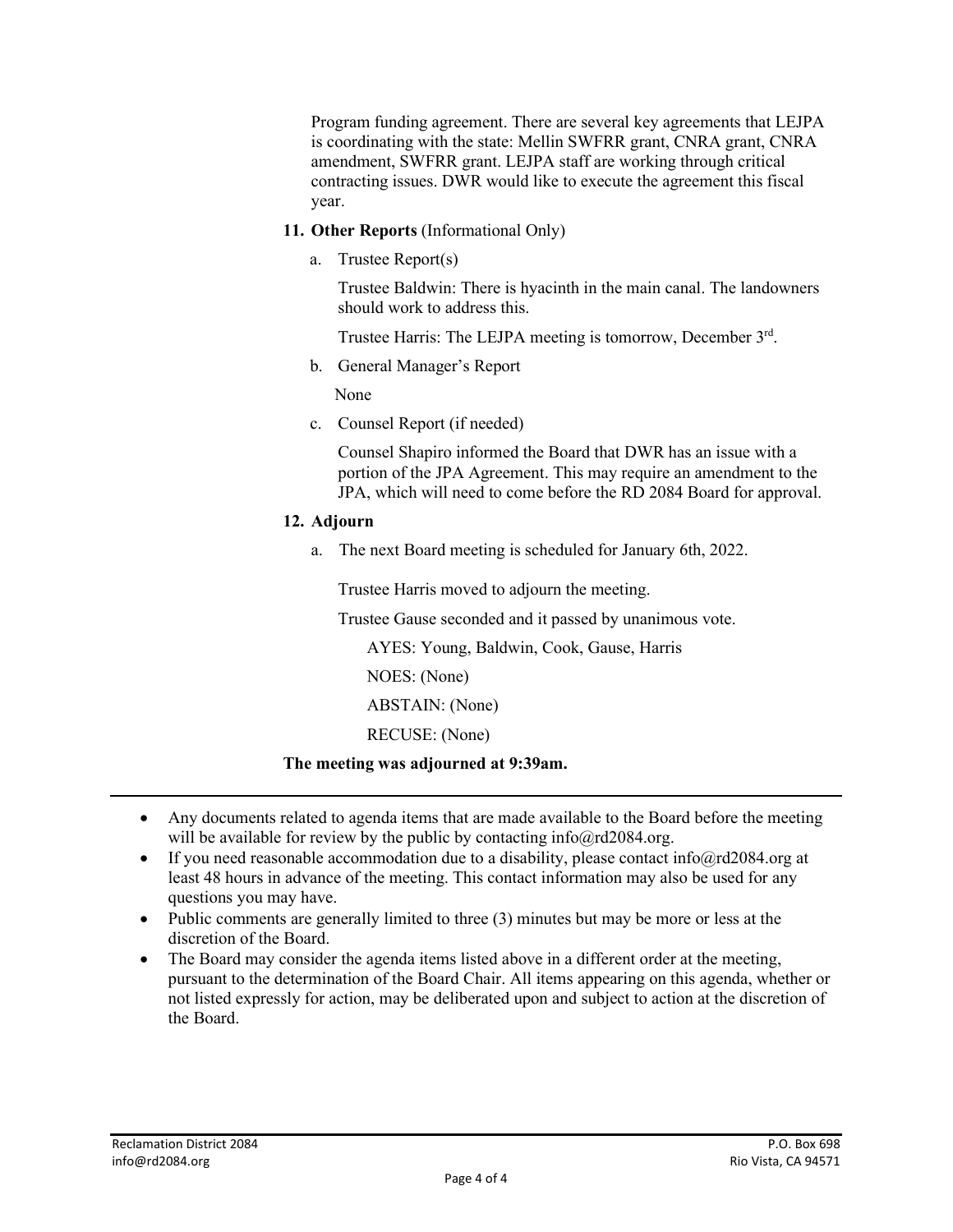Program funding agreement. There are several key agreements that LEJPA is coordinating with the state: Mellin SWFRR grant, CNRA grant, CNRA amendment, SWFRR grant. LEJPA staff are working through critical contracting issues. DWR would like to execute the agreement this fiscal year.

**11. Other Reports** (Informational Only)

a. Trustee Report(s)

Trustee Baldwin: There is hyacinth in the main canal. The landowners should work to address this.

Trustee Harris: The LEJPA meeting is tomorrow, December 3rd.

b. General Manager's Report

None

c. Counsel Report (if needed)

Counsel Shapiro informed the Board that DWR has an issue with a portion of the JPA Agreement. This may require an amendment to the JPA, which will need to come before the RD 2084 Board for approval.

**12. Adjourn**

a. The next Board meeting is scheduled for January 6th, 2022.

Trustee Harris moved to adjourn the meeting.

Trustee Gause seconded and it passed by unanimous vote.

AYES: Young, Baldwin, Cook, Gause, Harris

NOES: (None)

ABSTAIN: (None)

RECUSE: (None)

**The meeting was adjourned at 9:39am.**

---

- Any documents related to agenda items that are made available to the Board before the meeting will be available for review by the public by contacting info@rd2084.org.
- If you need reasonable accommodation due to a disability, please contact info@rd2084.org at least 48 hours in advance of the meeting. This contact information may also be used for any questions you may have.
- Public comments are generally limited to three (3) minutes but may be more or less at the discretion of the Board.
- The Board may consider the agenda items listed above in a different order at the meeting, pursuant to the determination of the Board Chair. All items appearing on this agenda, whether or not listed expressly for action, may be deliberated upon and subject to action at the discretion of the Board.